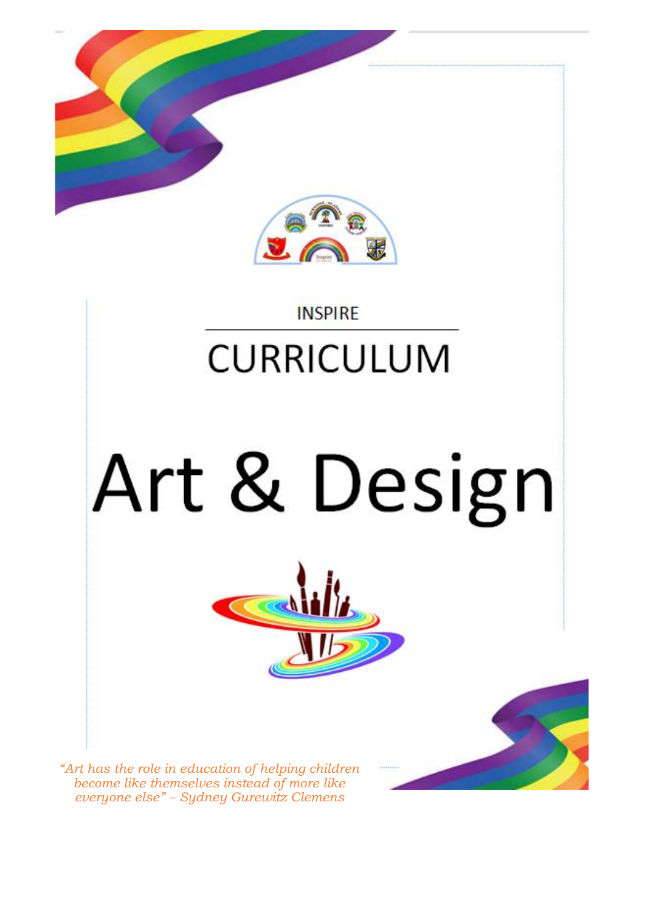INSPIRE

# CURRICULUM

# Art & Design

*"Art has the role in education of helping children become like themselves instead of more like everyone else" – Sydney Gurewitz Clemens*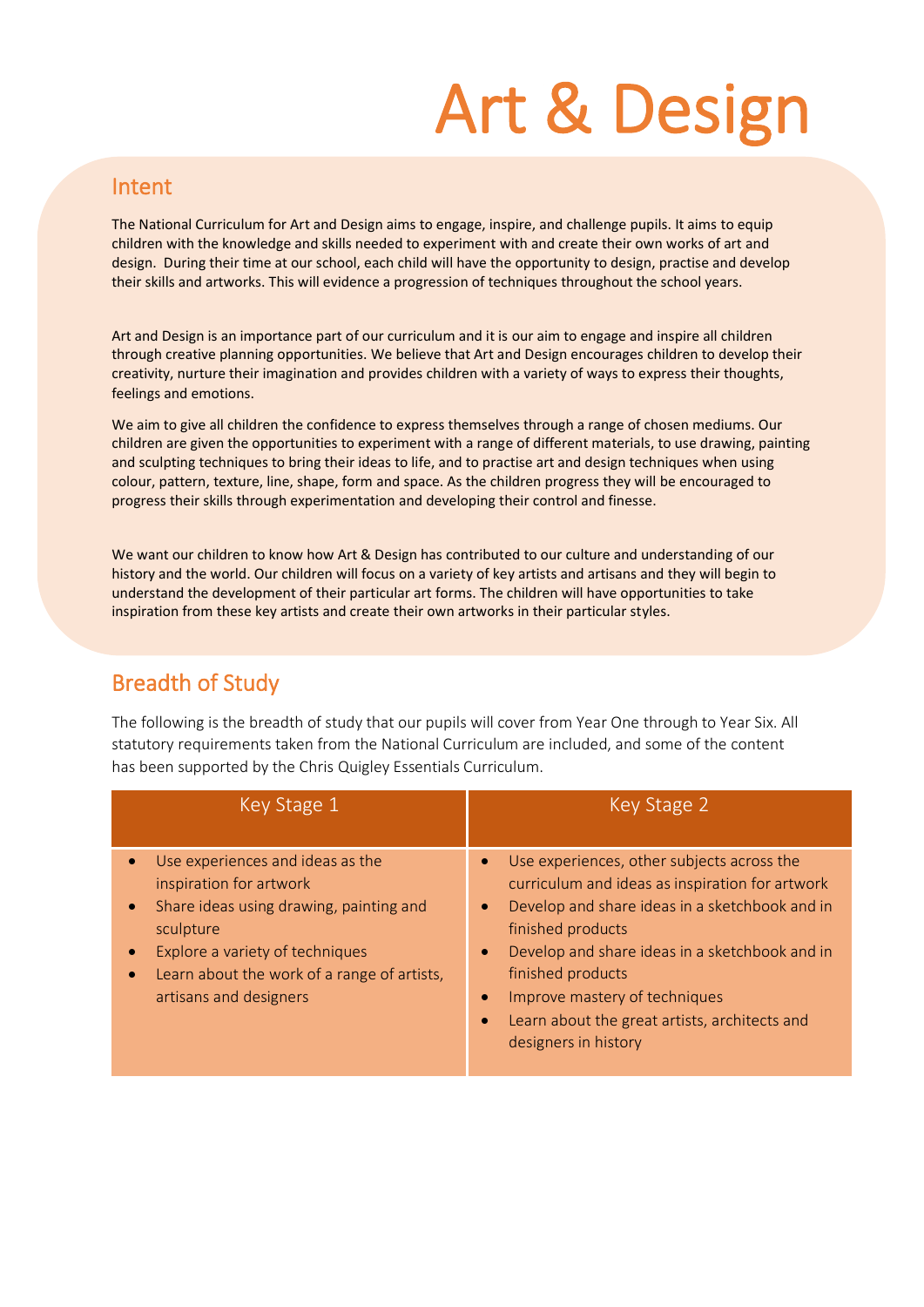# Art & Design

## Intent

The National Curriculum for Art and Design aims to engage, inspire, and challenge pupils. It aims to equip children with the knowledge and skills needed to experiment with and create their own works of art and design. During their time at our school, each child will have the opportunity to design, practise and develop their skills and artworks. This will evidence a progression of techniques throughout the school years.

Art and Design is an importance part of our curriculum and it is our aim to engage and inspire all children through creative planning opportunities. We believe that Art and Design encourages children to develop their creativity, nurture their imagination and provides children with a variety of ways to express their thoughts, feelings and emotions.

We aim to give all children the confidence to express themselves through a range of chosen mediums. Our children are given the opportunities to experiment with a range of different materials, to use drawing, painting and sculpting techniques to bring their ideas to life, and to practise art and design techniques when using colour, pattern, texture, line, shape, form and space. As the children progress they will be encouraged to progress their skills through experimentation and developing their control and finesse.

We want our children to know how Art & Design has contributed to our culture and understanding of our history and the world. Our children will focus on a variety of key artists and artisans and they will begin to understand the development of their particular art forms. The children will have opportunities to take inspiration from these key artists and create their own artworks in their particular styles.

## Breadth of Study

The following is the breadth of study that our pupils will cover from Year One through to Year Six. All statutory requirements taken from the National Curriculum are included, and some of the content has been supported by the Chris Quigley Essentials Curriculum.

| Key Stage 1 | Key Stage 2 |
| --- | --- |
| • Use experiences and ideas as the inspiration for artwork<br>• Share ideas using drawing, painting and sculpture<br>• Explore a variety of techniques<br>• Learn about the work of a range of artists, artisans and designers | • Use experiences, other subjects across the curriculum and ideas as inspiration for artwork<br>• Develop and share ideas in a sketchbook and in finished products<br>• Develop and share ideas in a sketchbook and in finished products<br>• Improve mastery of techniques<br>• Learn about the great artists, architects and designers in history |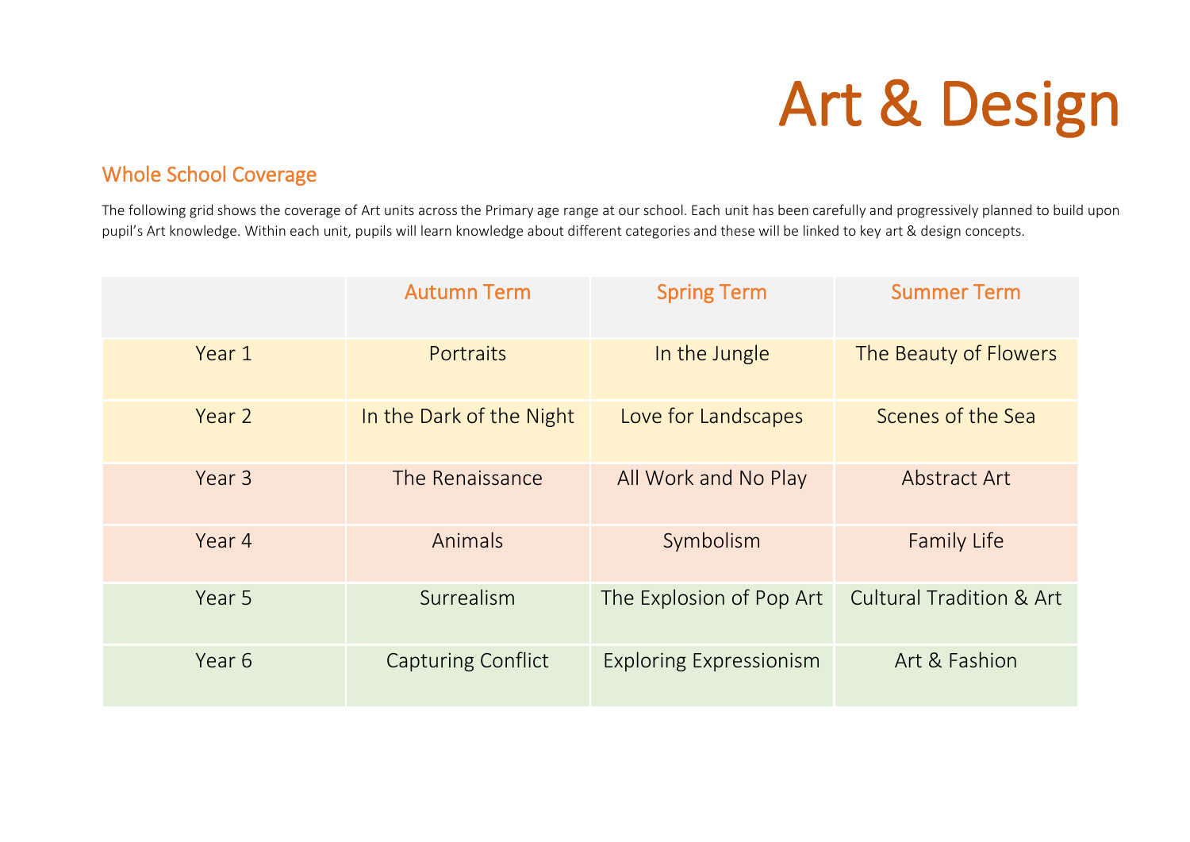# Art & Design

## Whole School Coverage

The following grid shows the coverage of Art units across the Primary age range at our school. Each unit has been carefully and progressively planned to build upon pupil's Art knowledge. Within each unit, pupils will learn knowledge about different categories and these will be linked to key art & design concepts.

| | Autumn Term | Spring Term | Summer Term |
|---|---|---|---|
| Year 1 | Portraits | In the Jungle | The Beauty of Flowers |
| Year 2 | In the Dark of the Night | Love for Landscapes | Scenes of the Sea |
| Year 3 | The Renaissance | All Work and No Play | Abstract Art |
| Year 4 | Animals | Symbolism | Family Life |
| Year 5 | Surrealism | The Explosion of Pop Art | Cultural Tradition & Art |
| Year 6 | Capturing Conflict | Exploring Expressionism | Art & Fashion |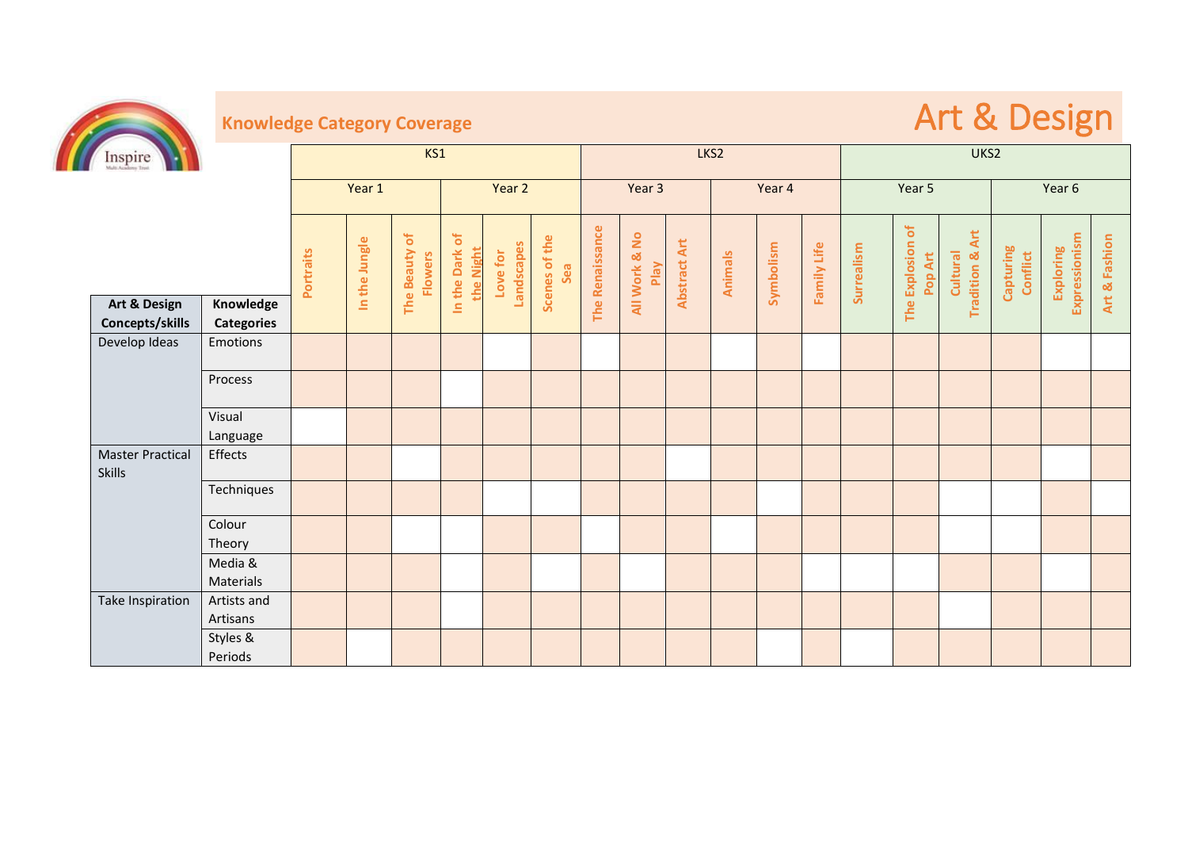# Art & Design

## Knowledge Category Coverage

| Art & Design Concepts/skills | Knowledge Categories | KS1 | | | | | | LKS2 | | | | | | UKS2 | | | | | |
|---|---|---|---|---|---|---|---|---|---|---|---|---|---|---|---|---|---|---|---|
| | | Year 1 | | | Year 2 | | | Year 3 | | | Year 4 | | | Year 5 | | | Year 6 | | |
| | | Portraits | In the Jungle | The Beauty of Flowers | In the Dark of the Night | Love for Landscapes | Scenes of the Sea | The Renaissance | All Work & No Play | Abstract Art | Animals | Symbolism | Family Life | Surrealism | The Explosion of Pop Art | Cultural Tradition & Art | Capturing Conflict | Exploring Expressionism | Art & Fashion |
| Develop Ideas | Emotions | | | | | | | | | | | | | | | | | | |
| | Process | | | | | | | | | | | | | | | | | | |
| | Visual Language | | | | | | | | | | | | | | | | | | |
| Master Practical Skills | Effects | | | | | | | | | | | | | | | | | | |
| | Techniques | | | | | | | | | | | | | | | | | | |
| | Colour Theory | | | | | | | | | | | | | | | | | | |
| | Media & Materials | | | | | | | | | | | | | | | | | | |
| Take Inspiration | Artists and Artisans | | | | | | | | | | | | | | | | | | |
| | Styles & Periods | | | | | | | | | | | | | | | | | | |